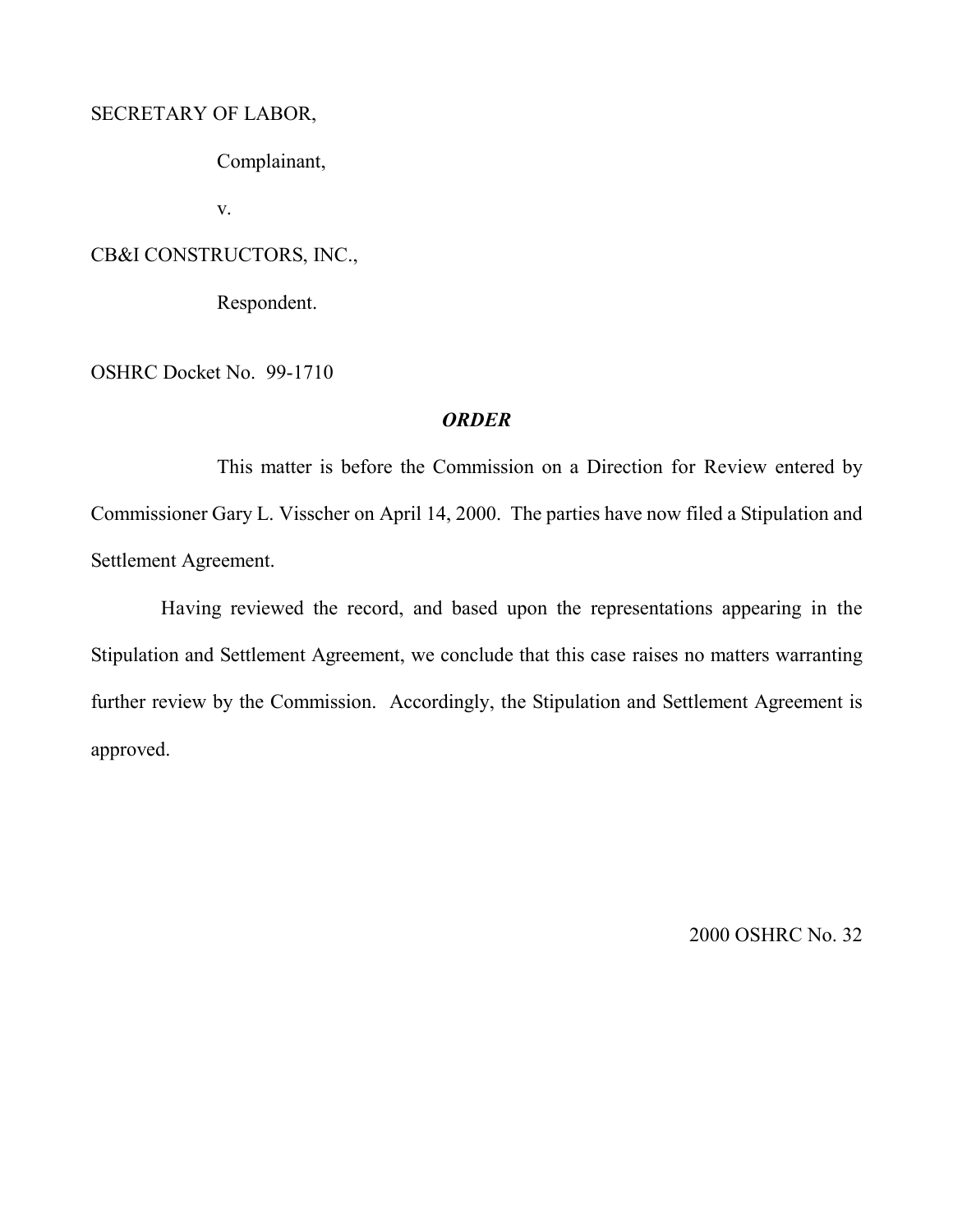SECRETARY OF LABOR,

Complainant,

v.

CB&I CONSTRUCTORS, INC.,

Respondent.

OSHRC Docket No. 99-1710

## ***ORDER***

This matter is before the Commission on a Direction for Review entered by Commissioner Gary L. Visscher on April 14, 2000. The parties have now filed a Stipulation and Settlement Agreement.

Having reviewed the record, and based upon the representations appearing in the Stipulation and Settlement Agreement, we conclude that this case raises no matters warranting further review by the Commission. Accordingly, the Stipulation and Settlement Agreement is approved.

2000 OSHRC No. 32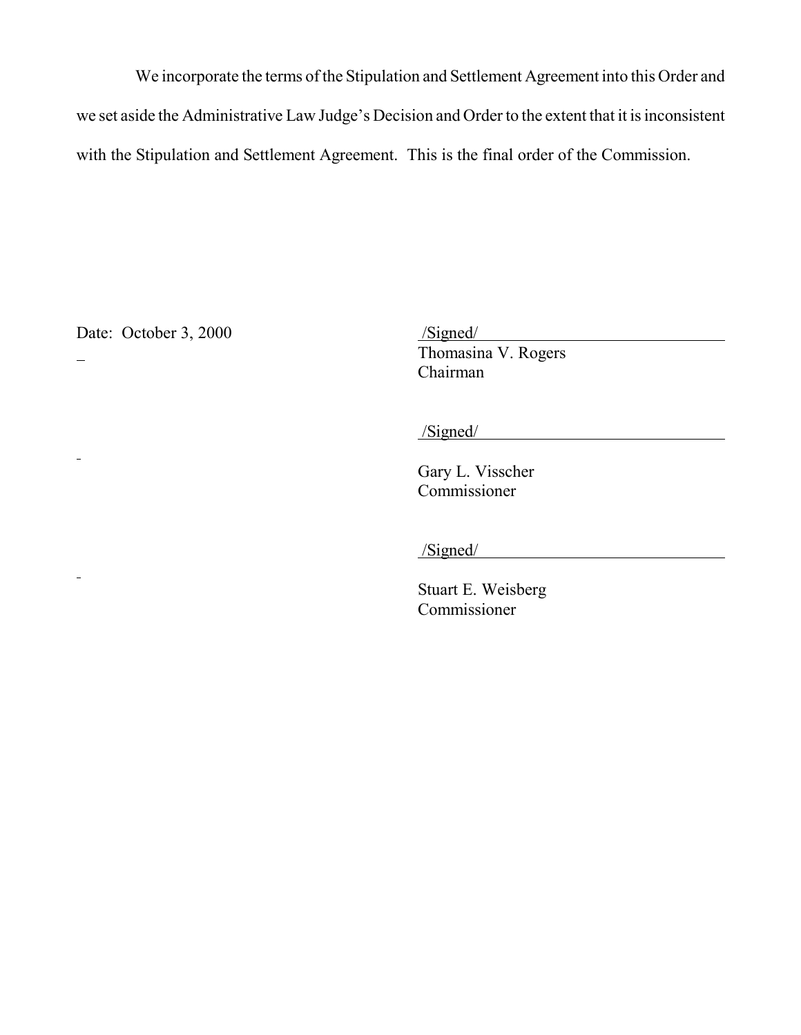We incorporate the terms of the Stipulation and Settlement Agreement into this Order and we set aside the Administrative Law Judge's Decision and Order to the extent that it is inconsistent with the Stipulation and Settlement Agreement. This is the final order of the Commission.

Date: October 3, 2000

/Signed/
Thomasina V. Rogers
Chairman

/Signed/
Gary L. Visscher
Commissioner

/Signed/
Stuart E. Weisberg
Commissioner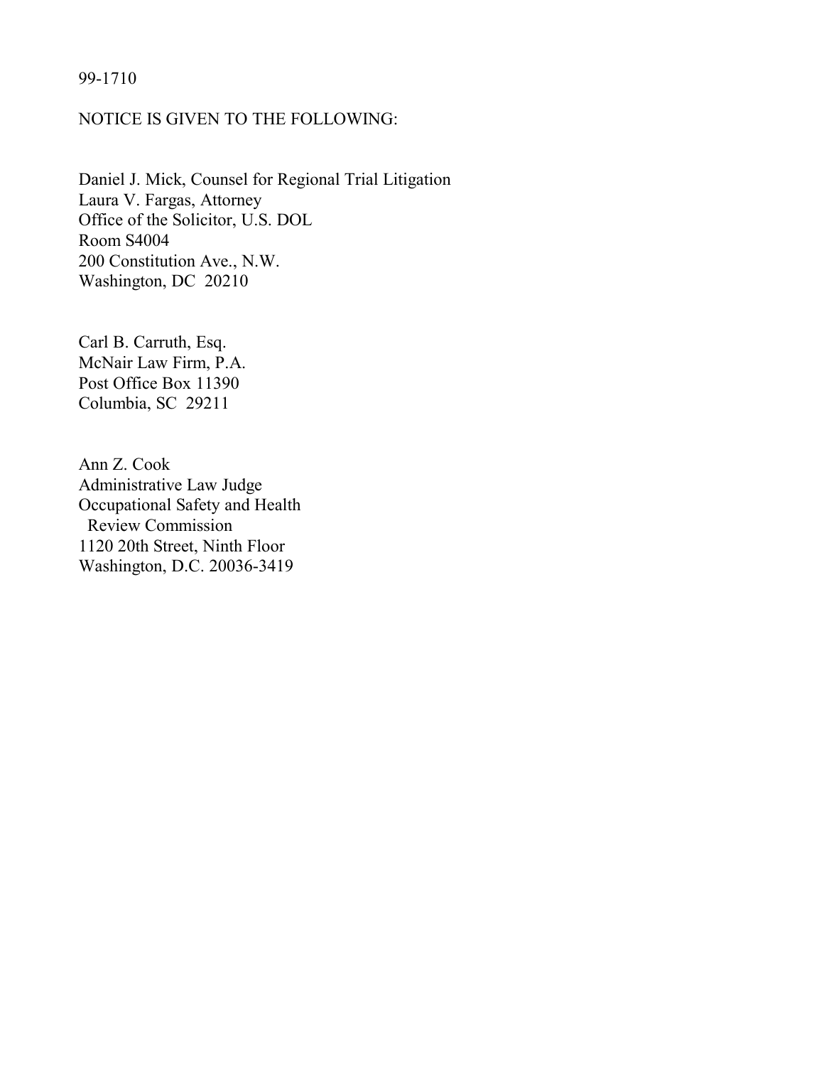99-1710

NOTICE IS GIVEN TO THE FOLLOWING:

Daniel J. Mick, Counsel for Regional Trial Litigation  
Laura V. Fargas, Attorney  
Office of the Solicitor, U.S. DOL  
Room S4004  
200 Constitution Ave., N.W.  
Washington, DC 20210

Carl B. Carruth, Esq.  
McNair Law Firm, P.A.  
Post Office Box 11390  
Columbia, SC 29211

Ann Z. Cook  
Administrative Law Judge  
Occupational Safety and Health  
Review Commission  
1120 20th Street, Ninth Floor  
Washington, D.C. 20036-3419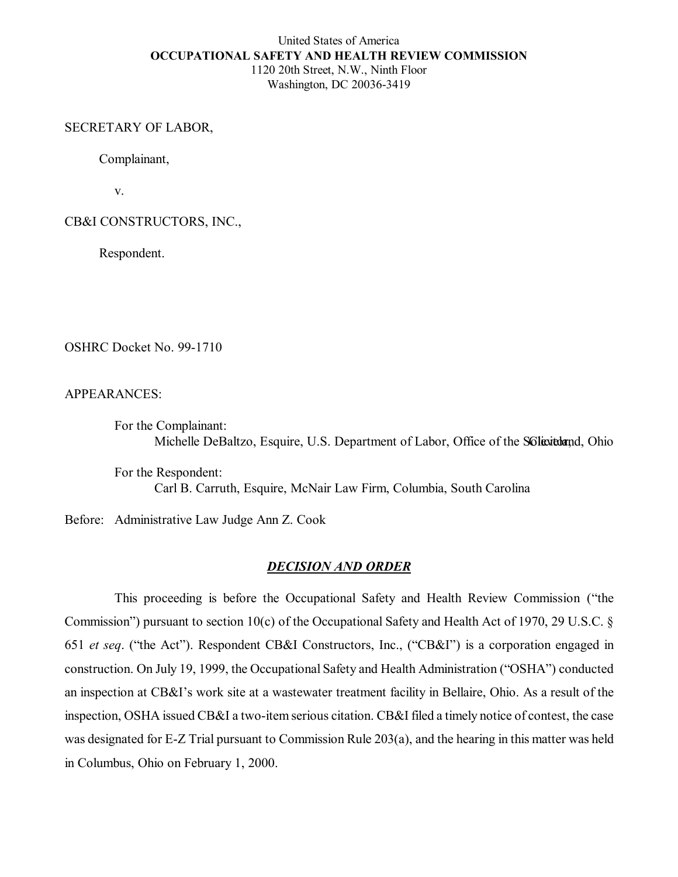United States of America
**OCCUPATIONAL SAFETY AND HEALTH REVIEW COMMISSION**
1120 20th Street, N.W., Ninth Floor
Washington, DC 20036-3419

SECRETARY OF LABOR,

Complainant,

v.

CB&I CONSTRUCTORS, INC.,

Respondent.

OSHRC Docket No. 99-1710

APPEARANCES:

For the Complainant:
Michelle DeBaltzo, Esquire, U.S. Department of Labor, Office of the Solicitor, Cleveland, Ohio

For the Respondent:
Carl B. Carruth, Esquire, McNair Law Firm, Columbia, South Carolina

Before: Administrative Law Judge Ann Z. Cook

## ***DECISION AND ORDER***

This proceeding is before the Occupational Safety and Health Review Commission ("the Commission") pursuant to section 10(c) of the Occupational Safety and Health Act of 1970, 29 U.S.C. § 651 *et seq*. ("the Act"). Respondent CB&I Constructors, Inc., ("CB&I") is a corporation engaged in construction. On July 19, 1999, the Occupational Safety and Health Administration ("OSHA") conducted an inspection at CB&I's work site at a wastewater treatment facility in Bellaire, Ohio. As a result of the inspection, OSHA issued CB&I a two-item serious citation. CB&I filed a timely notice of contest, the case was designated for E-Z Trial pursuant to Commission Rule 203(a), and the hearing in this matter was held in Columbus, Ohio on February 1, 2000.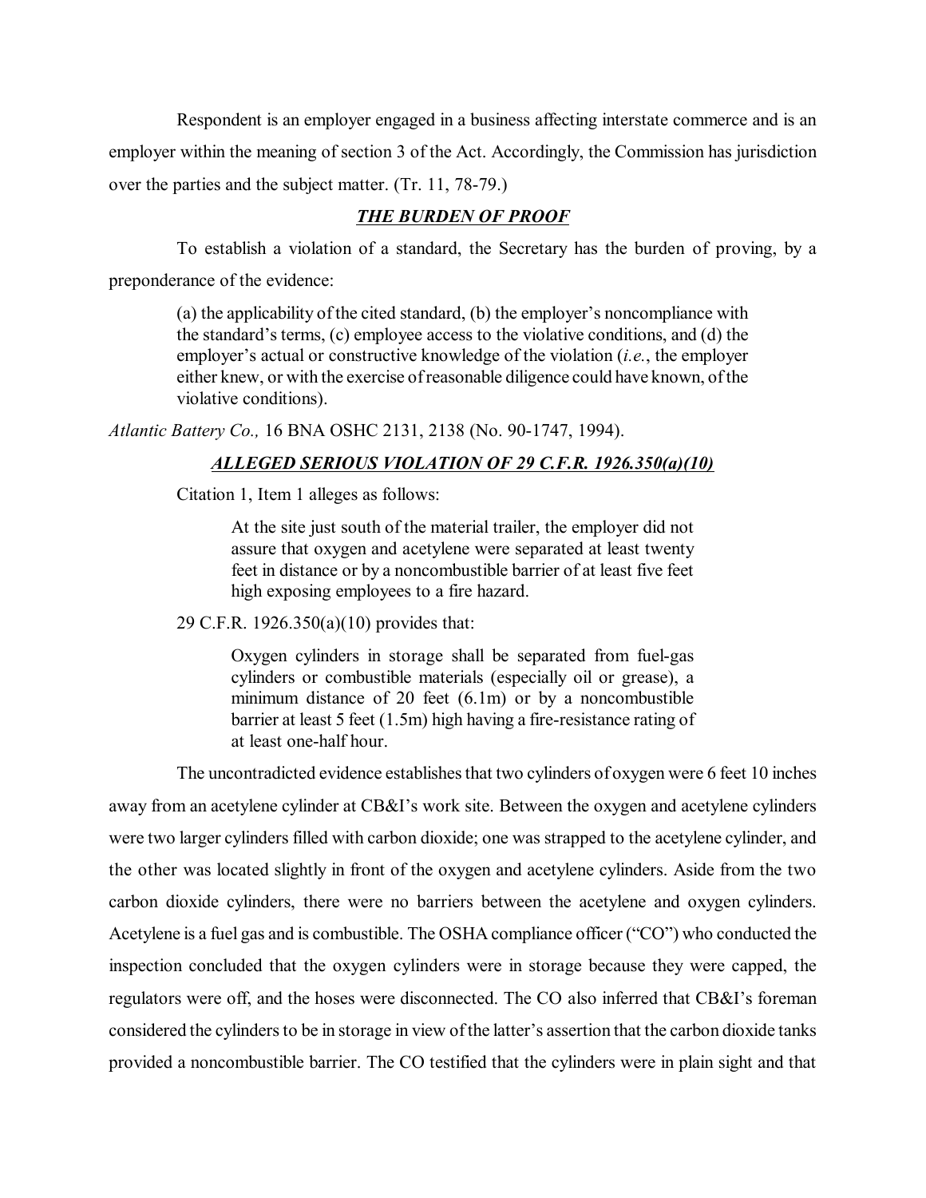Respondent is an employer engaged in a business affecting interstate commerce and is an employer within the meaning of section 3 of the Act. Accordingly, the Commission has jurisdiction over the parties and the subject matter. (Tr. 11, 78-79.)

## ***THE BURDEN OF PROOF***

To establish a violation of a standard, the Secretary has the burden of proving, by a preponderance of the evidence:

> (a) the applicability of the cited standard, (b) the employer's noncompliance with the standard's terms, (c) employee access to the violative conditions, and (d) the employer's actual or constructive knowledge of the violation (*i.e.*, the employer either knew, or with the exercise of reasonable diligence could have known, of the violative conditions).

*Atlantic Battery Co.,* 16 BNA OSHC 2131, 2138 (No. 90-1747, 1994).

## ***ALLEGED SERIOUS VIOLATION OF 29 C.F.R. 1926.350(a)(10)***

Citation 1, Item 1 alleges as follows:

> At the site just south of the material trailer, the employer did not assure that oxygen and acetylene were separated at least twenty feet in distance or by a noncombustible barrier of at least five feet high exposing employees to a fire hazard.

29 C.F.R. 1926.350(a)(10) provides that:

> Oxygen cylinders in storage shall be separated from fuel-gas cylinders or combustible materials (especially oil or grease), a minimum distance of 20 feet (6.1m) or by a noncombustible barrier at least 5 feet (1.5m) high having a fire-resistance rating of at least one-half hour.

The uncontradicted evidence establishes that two cylinders of oxygen were 6 feet 10 inches away from an acetylene cylinder at CB&I's work site. Between the oxygen and acetylene cylinders were two larger cylinders filled with carbon dioxide; one was strapped to the acetylene cylinder, and the other was located slightly in front of the oxygen and acetylene cylinders. Aside from the two carbon dioxide cylinders, there were no barriers between the acetylene and oxygen cylinders. Acetylene is a fuel gas and is combustible. The OSHA compliance officer ("CO") who conducted the inspection concluded that the oxygen cylinders were in storage because they were capped, the regulators were off, and the hoses were disconnected. The CO also inferred that CB&I's foreman considered the cylinders to be in storage in view of the latter's assertion that the carbon dioxide tanks provided a noncombustible barrier. The CO testified that the cylinders were in plain sight and that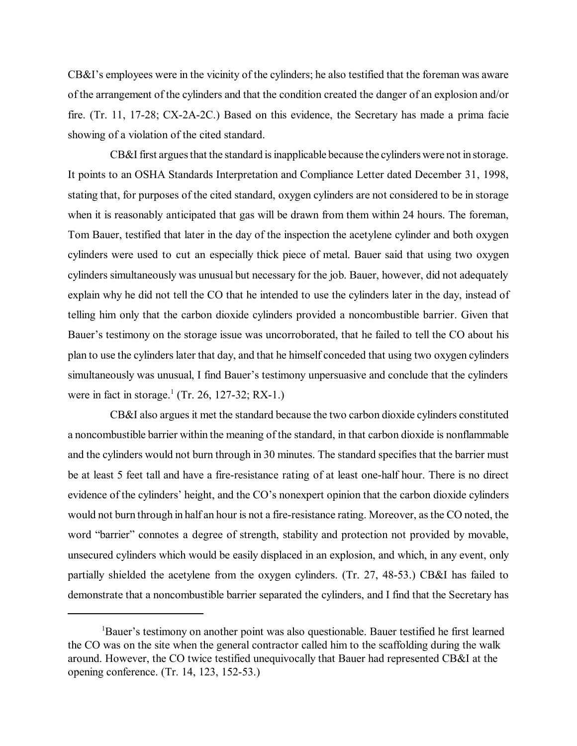CB&I's employees were in the vicinity of the cylinders; he also testified that the foreman was aware of the arrangement of the cylinders and that the condition created the danger of an explosion and/or fire. (Tr. 11, 17-28; CX-2A-2C.) Based on this evidence, the Secretary has made a prima facie showing of a violation of the cited standard.

CB&I first argues that the standard is inapplicable because the cylinders were not in storage. It points to an OSHA Standards Interpretation and Compliance Letter dated December 31, 1998, stating that, for purposes of the cited standard, oxygen cylinders are not considered to be in storage when it is reasonably anticipated that gas will be drawn from them within 24 hours. The foreman, Tom Bauer, testified that later in the day of the inspection the acetylene cylinder and both oxygen cylinders were used to cut an especially thick piece of metal. Bauer said that using two oxygen cylinders simultaneously was unusual but necessary for the job. Bauer, however, did not adequately explain why he did not tell the CO that he intended to use the cylinders later in the day, instead of telling him only that the carbon dioxide cylinders provided a noncombustible barrier. Given that Bauer's testimony on the storage issue was uncorroborated, that he failed to tell the CO about his plan to use the cylinders later that day, and that he himself conceded that using two oxygen cylinders simultaneously was unusual, I find Bauer's testimony unpersuasive and conclude that the cylinders were in fact in storage.[1] (Tr. 26, 127-32; RX-1.)

CB&I also argues it met the standard because the two carbon dioxide cylinders constituted a noncombustible barrier within the meaning of the standard, in that carbon dioxide is nonflammable and the cylinders would not burn through in 30 minutes. The standard specifies that the barrier must be at least 5 feet tall and have a fire-resistance rating of at least one-half hour. There is no direct evidence of the cylinders' height, and the CO's nonexpert opinion that the carbon dioxide cylinders would not burn through in half an hour is not a fire-resistance rating. Moreover, as the CO noted, the word "barrier" connotes a degree of strength, stability and protection not provided by movable, unsecured cylinders which would be easily displaced in an explosion, and which, in any event, only partially shielded the acetylene from the oxygen cylinders. (Tr. 27, 48-53.) CB&I has failed to demonstrate that a noncombustible barrier separated the cylinders, and I find that the Secretary has

---

[1]Bauer's testimony on another point was also questionable. Bauer testified he first learned the CO was on the site when the general contractor called him to the scaffolding during the walk around. However, the CO twice testified unequivocally that Bauer had represented CB&I at the opening conference. (Tr. 14, 123, 152-53.)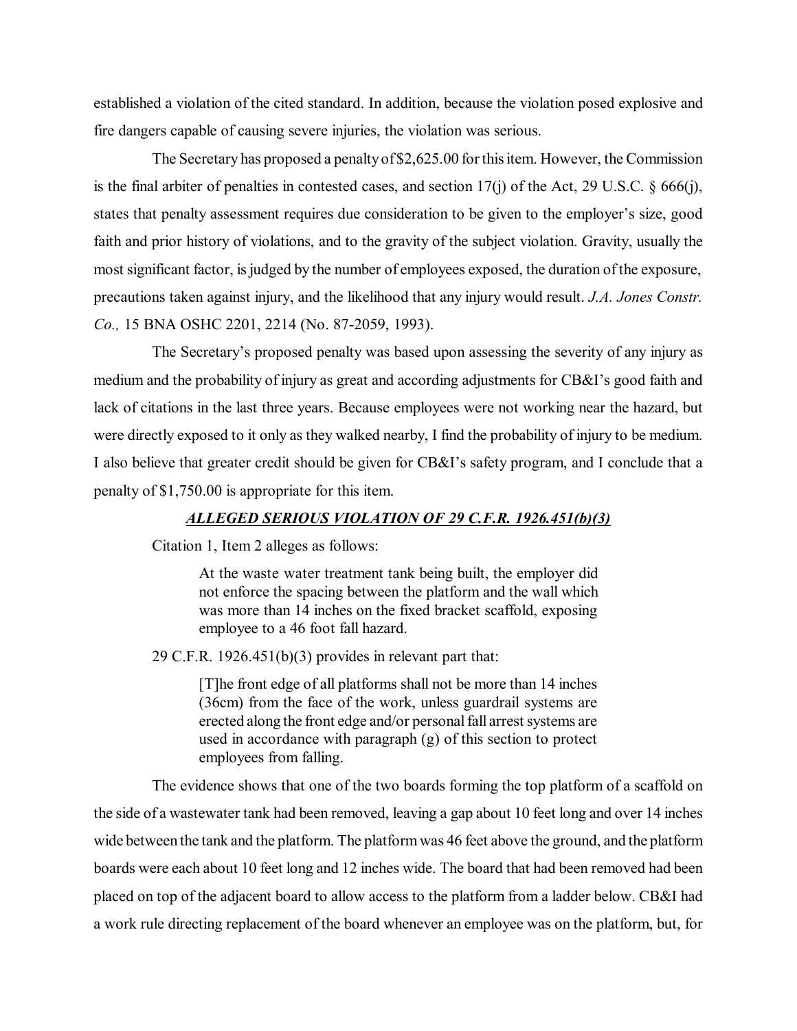established a violation of the cited standard. In addition, because the violation posed explosive and fire dangers capable of causing severe injuries, the violation was serious.

The Secretary has proposed a penalty of $2,625.00 for this item. However, the Commission is the final arbiter of penalties in contested cases, and section 17(j) of the Act, 29 U.S.C. § 666(j), states that penalty assessment requires due consideration to be given to the employer's size, good faith and prior history of violations, and to the gravity of the subject violation. Gravity, usually the most significant factor, is judged by the number of employees exposed, the duration of the exposure, precautions taken against injury, and the likelihood that any injury would result. *J.A. Jones Constr. Co.,* 15 BNA OSHC 2201, 2214 (No. 87-2059, 1993).

The Secretary's proposed penalty was based upon assessing the severity of any injury as medium and the probability of injury as great and according adjustments for CB&I's good faith and lack of citations in the last three years. Because employees were not working near the hazard, but were directly exposed to it only as they walked nearby, I find the probability of injury to be medium. I also believe that greater credit should be given for CB&I's safety program, and I conclude that a penalty of $1,750.00 is appropriate for this item.

### ***ALLEGED SERIOUS VIOLATION OF 29 C.F.R. 1926.451(b)(3)***

Citation 1, Item 2 alleges as follows:

> At the waste water treatment tank being built, the employer did not enforce the spacing between the platform and the wall which was more than 14 inches on the fixed bracket scaffold, exposing employee to a 46 foot fall hazard.

29 C.F.R. 1926.451(b)(3) provides in relevant part that:

> [T]he front edge of all platforms shall not be more than 14 inches (36cm) from the face of the work, unless guardrail systems are erected along the front edge and/or personal fall arrest systems are used in accordance with paragraph (g) of this section to protect employees from falling.

The evidence shows that one of the two boards forming the top platform of a scaffold on the side of a wastewater tank had been removed, leaving a gap about 10 feet long and over 14 inches wide between the tank and the platform. The platform was 46 feet above the ground, and the platform boards were each about 10 feet long and 12 inches wide. The board that had been removed had been placed on top of the adjacent board to allow access to the platform from a ladder below. CB&I had a work rule directing replacement of the board whenever an employee was on the platform, but, for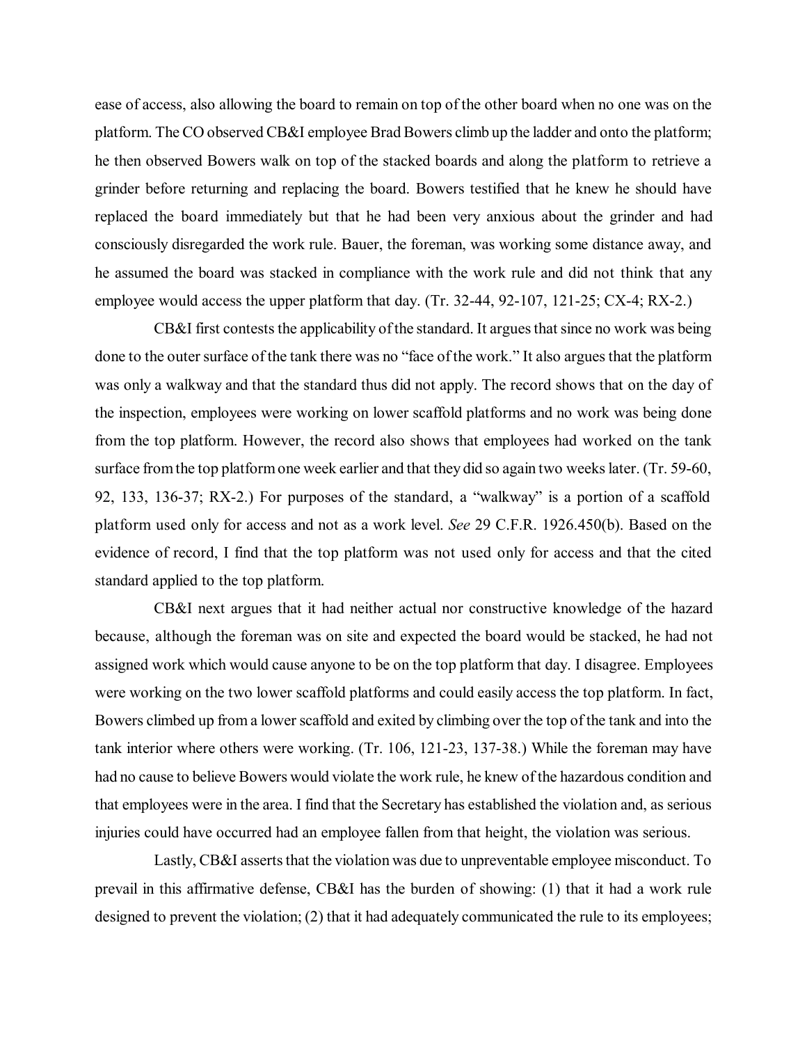ease of access, also allowing the board to remain on top of the other board when no one was on the platform. The CO observed CB&I employee Brad Bowers climb up the ladder and onto the platform; he then observed Bowers walk on top of the stacked boards and along the platform to retrieve a grinder before returning and replacing the board. Bowers testified that he knew he should have replaced the board immediately but that he had been very anxious about the grinder and had consciously disregarded the work rule. Bauer, the foreman, was working some distance away, and he assumed the board was stacked in compliance with the work rule and did not think that any employee would access the upper platform that day. (Tr. 32-44, 92-107, 121-25; CX-4; RX-2.)

CB&I first contests the applicability of the standard. It argues that since no work was being done to the outer surface of the tank there was no "face of the work." It also argues that the platform was only a walkway and that the standard thus did not apply. The record shows that on the day of the inspection, employees were working on lower scaffold platforms and no work was being done from the top platform. However, the record also shows that employees had worked on the tank surface from the top platform one week earlier and that they did so again two weeks later. (Tr. 59-60, 92, 133, 136-37; RX-2.) For purposes of the standard, a "walkway" is a portion of a scaffold platform used only for access and not as a work level. *See* 29 C.F.R. 1926.450(b). Based on the evidence of record, I find that the top platform was not used only for access and that the cited standard applied to the top platform.

CB&I next argues that it had neither actual nor constructive knowledge of the hazard because, although the foreman was on site and expected the board would be stacked, he had not assigned work which would cause anyone to be on the top platform that day. I disagree. Employees were working on the two lower scaffold platforms and could easily access the top platform. In fact, Bowers climbed up from a lower scaffold and exited by climbing over the top of the tank and into the tank interior where others were working. (Tr. 106, 121-23, 137-38.) While the foreman may have had no cause to believe Bowers would violate the work rule, he knew of the hazardous condition and that employees were in the area. I find that the Secretary has established the violation and, as serious injuries could have occurred had an employee fallen from that height, the violation was serious.

Lastly, CB&I asserts that the violation was due to unpreventable employee misconduct. To prevail in this affirmative defense, CB&I has the burden of showing: (1) that it had a work rule designed to prevent the violation; (2) that it had adequately communicated the rule to its employees;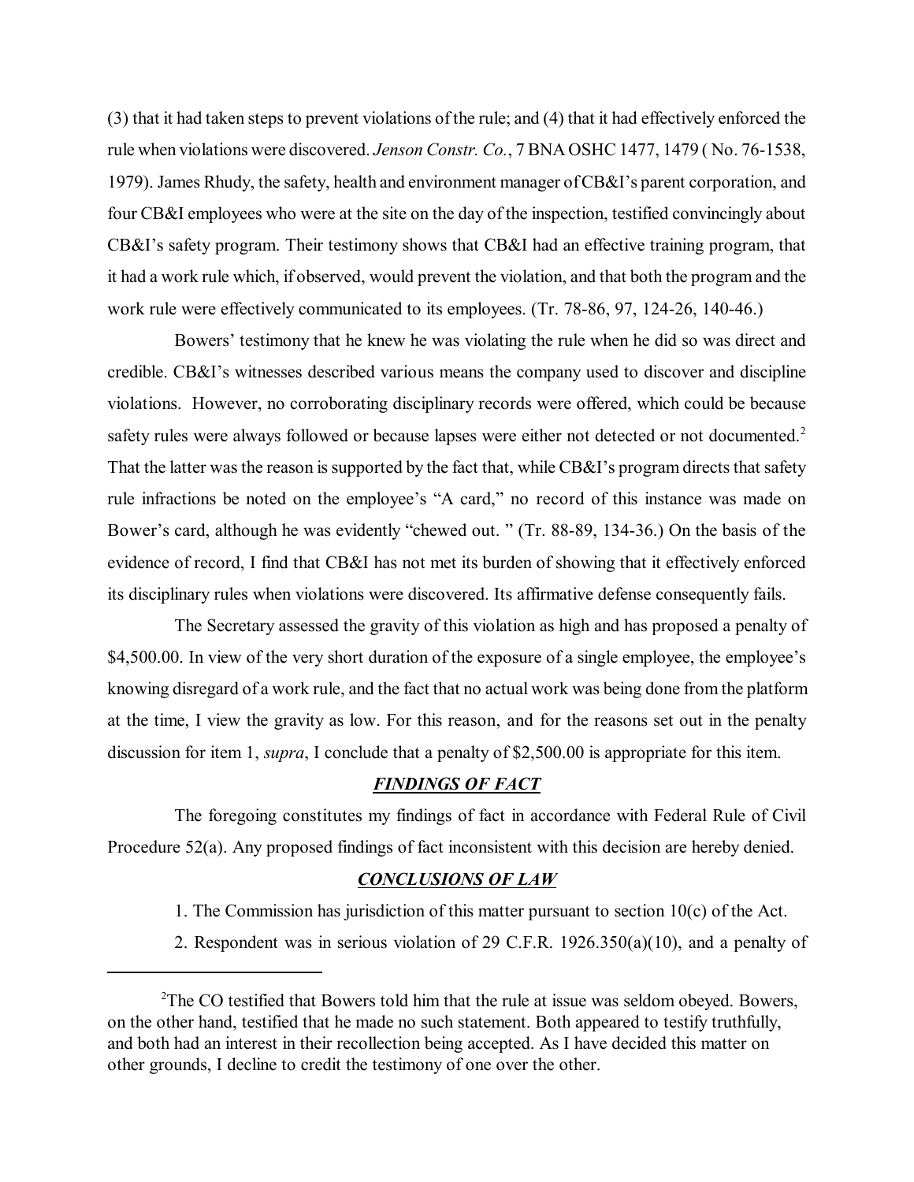(3) that it had taken steps to prevent violations of the rule; and (4) that it had effectively enforced the rule when violations were discovered. *Jenson Constr. Co.*, 7 BNA OSHC 1477, 1479 ( No. 76-1538, 1979). James Rhudy, the safety, health and environment manager of CB&I's parent corporation, and four CB&I employees who were at the site on the day of the inspection, testified convincingly about CB&I's safety program. Their testimony shows that CB&I had an effective training program, that it had a work rule which, if observed, would prevent the violation, and that both the program and the work rule were effectively communicated to its employees. (Tr. 78-86, 97, 124-26, 140-46.)

Bowers' testimony that he knew he was violating the rule when he did so was direct and credible. CB&I's witnesses described various means the company used to discover and discipline violations. However, no corroborating disciplinary records were offered, which could be because safety rules were always followed or because lapses were either not detected or not documented.[2] That the latter was the reason is supported by the fact that, while CB&I's program directs that safety rule infractions be noted on the employee's "A card," no record of this instance was made on Bower's card, although he was evidently "chewed out. " (Tr. 88-89, 134-36.) On the basis of the evidence of record, I find that CB&I has not met its burden of showing that it effectively enforced its disciplinary rules when violations were discovered. Its affirmative defense consequently fails.

The Secretary assessed the gravity of this violation as high and has proposed a penalty of $4,500.00. In view of the very short duration of the exposure of a single employee, the employee's knowing disregard of a work rule, and the fact that no actual work was being done from the platform at the time, I view the gravity as low. For this reason, and for the reasons set out in the penalty discussion for item 1, *supra*, I conclude that a penalty of $2,500.00 is appropriate for this item.

## ***FINDINGS OF FACT***

The foregoing constitutes my findings of fact in accordance with Federal Rule of Civil Procedure 52(a). Any proposed findings of fact inconsistent with this decision are hereby denied.

## ***CONCLUSIONS OF LAW***

1. The Commission has jurisdiction of this matter pursuant to section 10(c) of the Act.

2. Respondent was in serious violation of 29 C.F.R. 1926.350(a)(10), and a penalty of

---

[2] The CO testified that Bowers told him that the rule at issue was seldom obeyed. Bowers, on the other hand, testified that he made no such statement. Both appeared to testify truthfully, and both had an interest in their recollection being accepted. As I have decided this matter on other grounds, I decline to credit the testimony of one over the other.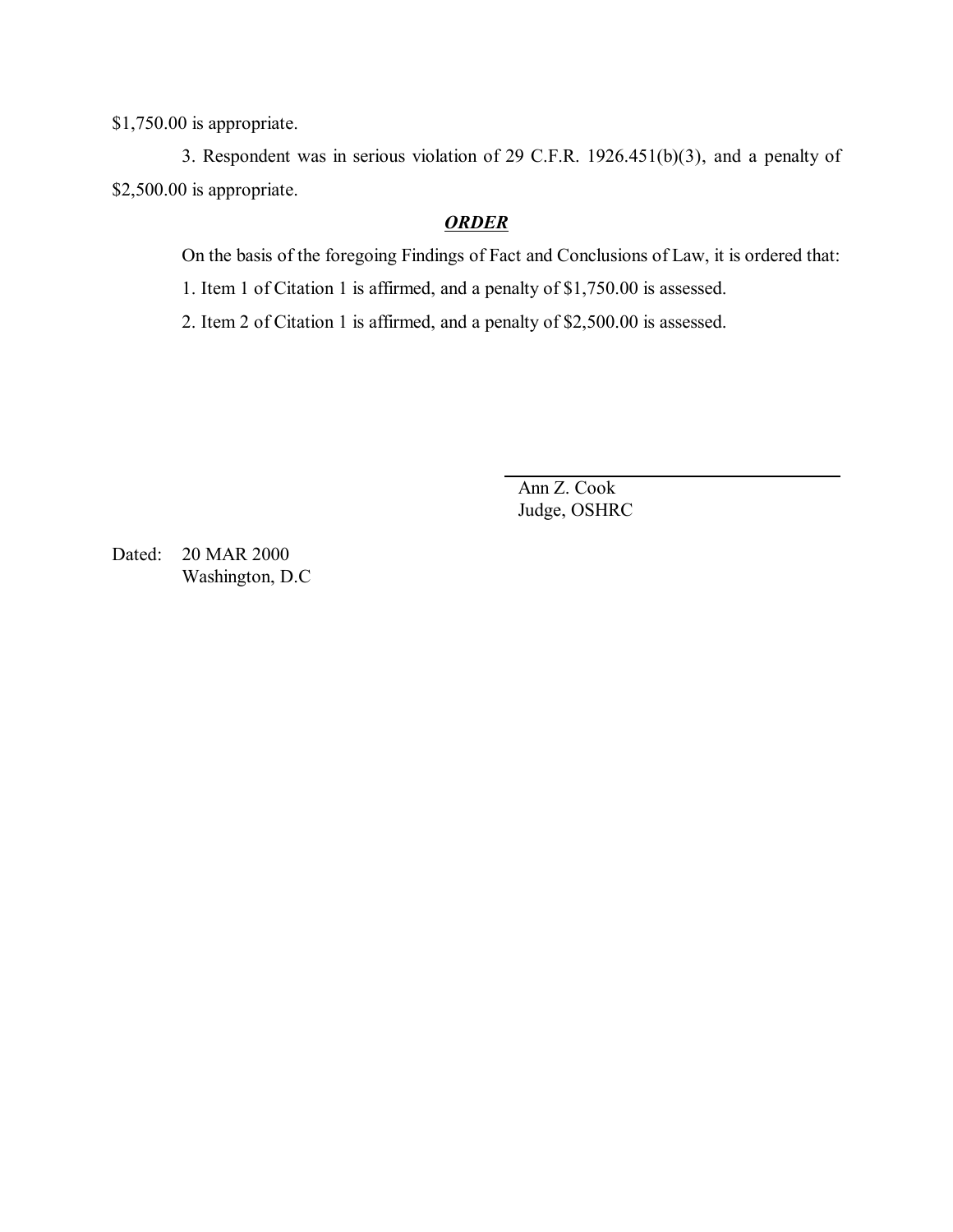$1,750.00 is appropriate.

3. Respondent was in serious violation of 29 C.F.R. 1926.451(b)(3), and a penalty of $2,500.00 is appropriate.

***ORDER***

On the basis of the foregoing Findings of Fact and Conclusions of Law, it is ordered that:

1. Item 1 of Citation 1 is affirmed, and a penalty of $1,750.00 is assessed.

2. Item 2 of Citation 1 is affirmed, and a penalty of $2,500.00 is assessed.

Ann Z. Cook
Judge, OSHRC

Dated: 20 MAR 2000
Washington, D.C